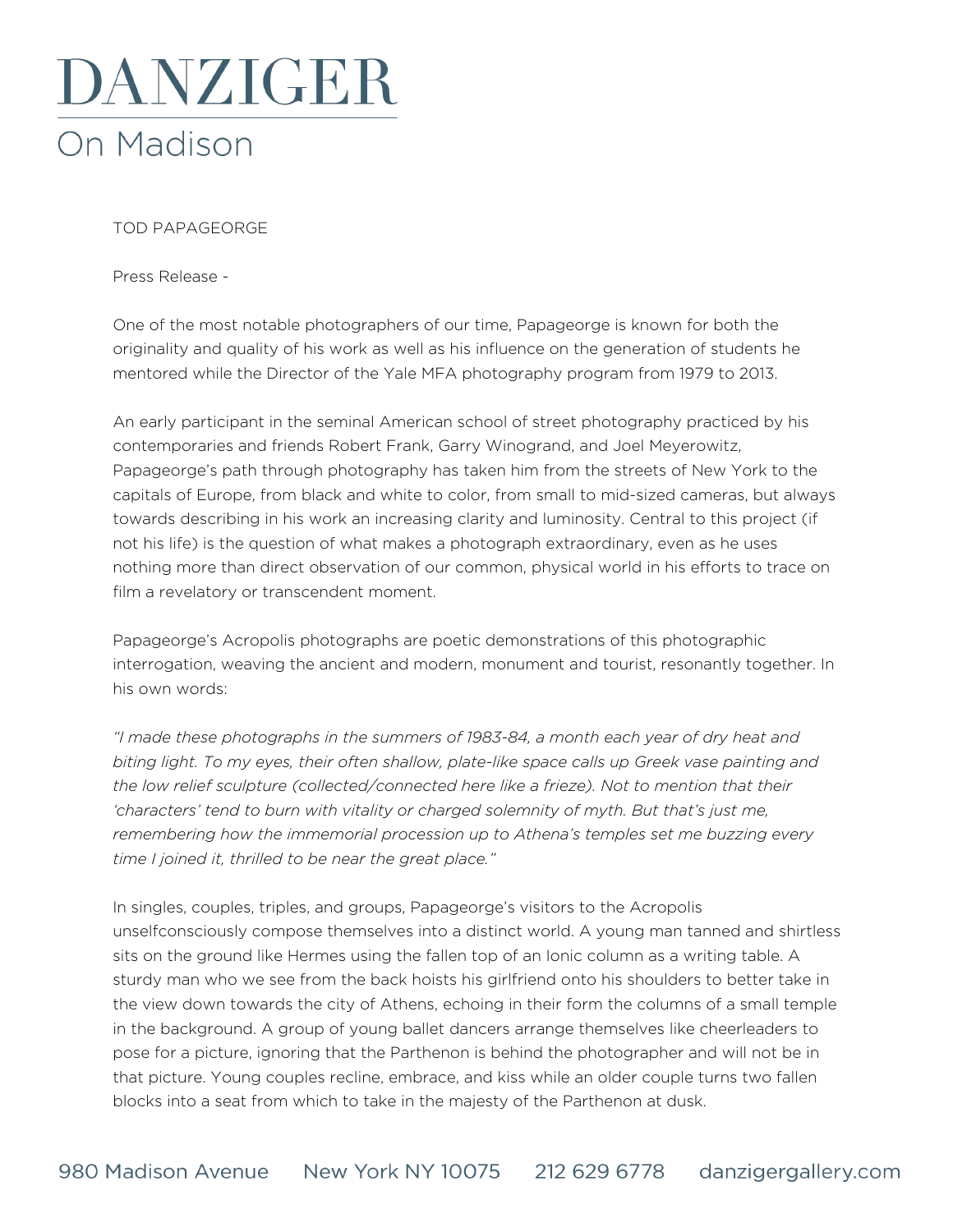# DANZIGER

On Madison

TOD PAPAGEORGE

Press Release -

One of the most notable photographers of our time, Papageorge is known for both the originality and quality of his work as well as his influence on the generation of students he mentored while the Director of the Yale MFA photography program from 1979 to 2013.

An early participant in the seminal American school of street photography practiced by his contemporaries and friends Robert Frank, Garry Winogrand, and Joel Meyerowitz, Papageorge's path through photography has taken him from the streets of New York to the capitals of Europe, from black and white to color, from small to mid-sized cameras, but always towards describing in his work an increasing clarity and luminosity. Central to this project (if not his life) is the question of what makes a photograph extraordinary, even as he uses nothing more than direct observation of our common, physical world in his efforts to trace on film a revelatory or transcendent moment.

Papageorge's Acropolis photographs are poetic demonstrations of this photographic interrogation, weaving the ancient and modern, monument and tourist, resonantly together. In his own words:

*"I made these photographs in the summers of 1983-84, a month each year of dry heat and biting light. To my eyes, their often shallow, plate-like space calls up Greek vase painting and the low relief sculpture (collected/connected here like a frieze). Not to mention that their 'characters' tend to burn with vitality or charged solemnity of myth. But that's just me, remembering how the immemorial procession up to Athena's temples set me buzzing every time I joined it, thrilled to be near the great place."*

In singles, couples, triples, and groups, Papageorge's visitors to the Acropolis unselfconsciously compose themselves into a distinct world. A young man tanned and shirtless sits on the ground like Hermes using the fallen top of an Ionic column as a writing table. A sturdy man who we see from the back hoists his girlfriend onto his shoulders to better take in the view down towards the city of Athens, echoing in their form the columns of a small temple in the background. A group of young ballet dancers arrange themselves like cheerleaders to pose for a picture, ignoring that the Parthenon is behind the photographer and will not be in that picture. Young couples recline, embrace, and kiss while an older couple turns two fallen blocks into a seat from which to take in the majesty of the Parthenon at dusk.

980 Madison Avenue New York NY 10075 212 629 6778 danzigergallery.com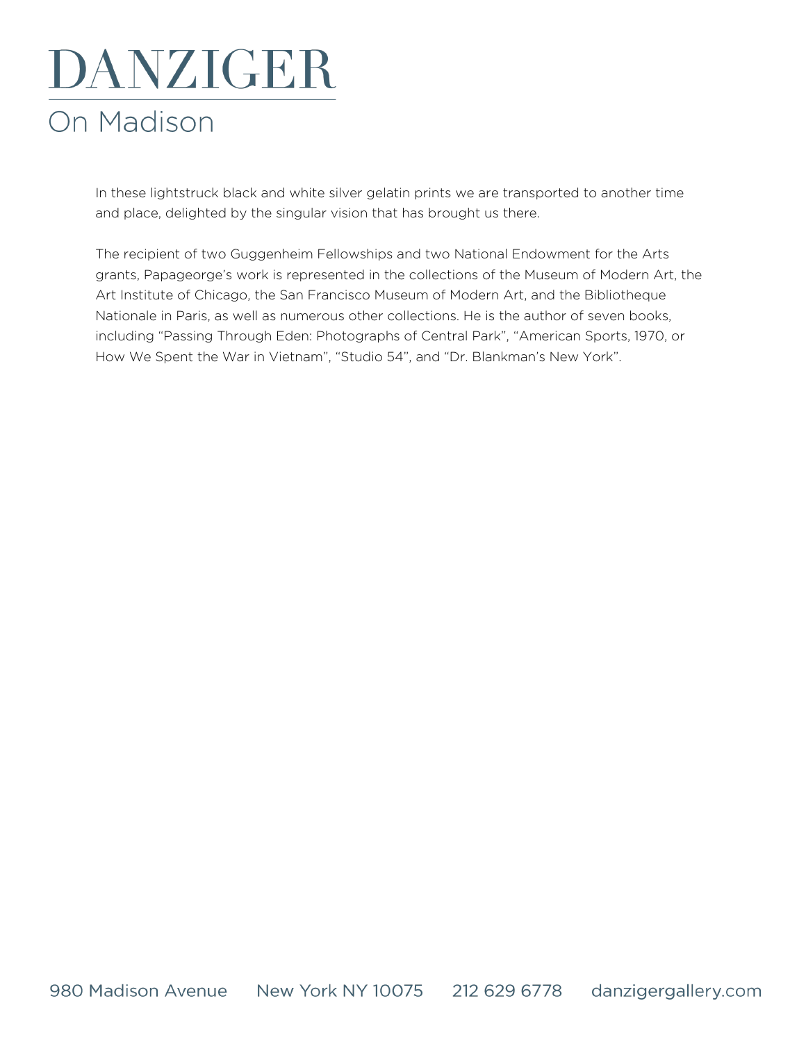In these lightstruck black and white silver gelatin prints we are transported to another time and place, delighted by the singular vision that has brought us there.

The recipient of two Guggenheim Fellowships and two National Endowment for the Arts grants, Papageorge's work is represented in the collections of the Museum of Modern Art, the Art Institute of Chicago, the San Francisco Museum of Modern Art, and the Bibliotheque Nationale in Paris, as well as numerous other collections. He is the author of seven books, including "Passing Through Eden: Photographs of Central Park", "American Sports, 1970, or How We Spent the War in Vietnam", "Studio 54", and "Dr. Blankman's New York".